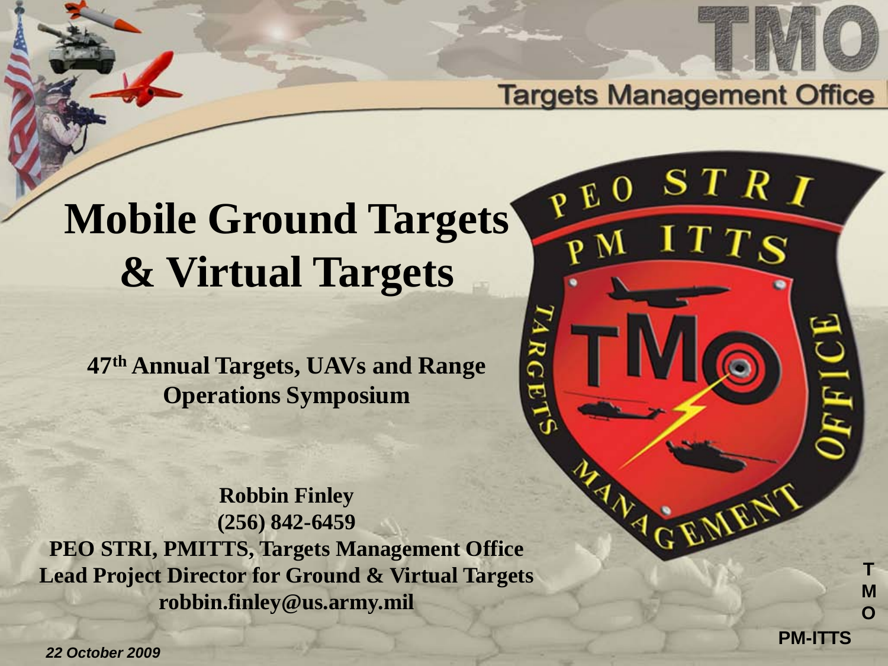# Mobile Ground Targets & Virtual Targets

**47th Annual Targets, UAVs and Range Operations Symposium**

**Robbin Finley**
**(256) 842-6459**
**PEO STRI, PMITTS, Targets Management Office**
**Lead Project Director for Ground & Virtual Targets**
**robbin.finley@us.army.mil**

*22 October 2009*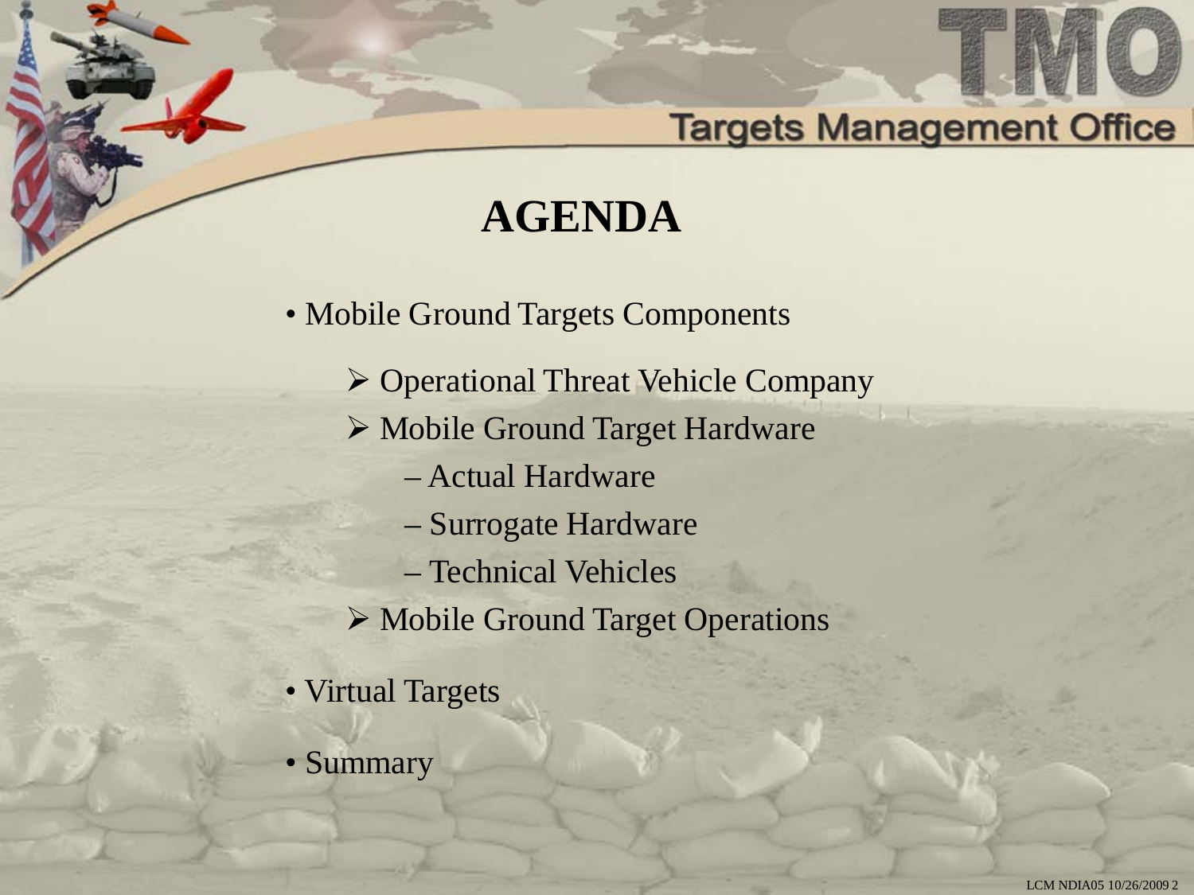# AGENDA

- Mobile Ground Targets Components
  - Operational Threat Vehicle Company
  - Mobile Ground Target Hardware
    - Actual Hardware
    - Surrogate Hardware
    - Technical Vehicles
  - Mobile Ground Target Operations
- Virtual Targets
- Summary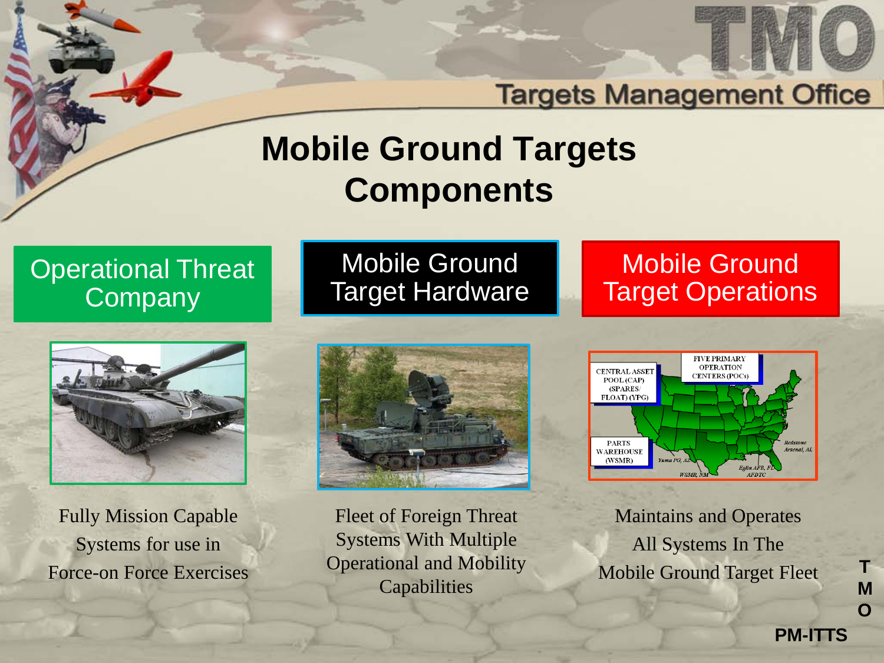# Mobile Ground Targets Components

## Operational Threat Company

Fully Mission Capable Systems for use in Force-on Force Exercises

## Mobile Ground Target Hardware

Fleet of Foreign Threat Systems With Multiple Operational and Mobility Capabilities

## Mobile Ground Target Operations

CENTRAL ASSET POOL (CAP) (SPARES/ FLOAT) (YPG)

FIVE PRIMARY OPERATION CENTERS (POCs)

PARTS WAREHOUSE (WSMR)

Redstone Arsenal, AL

Yuma PG, AZ

Eglin AFB, FL AFDTC

WSMR, NM

Maintains and Operates All Systems In The Mobile Ground Target Fleet

PM-ITTS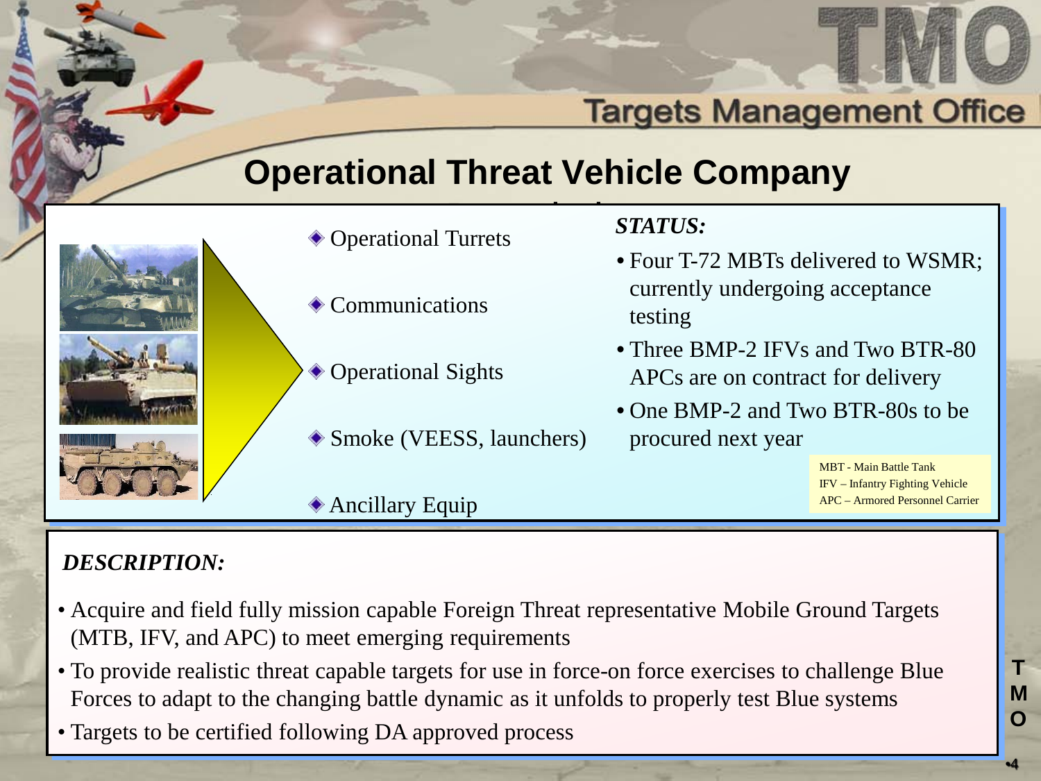# Operational Threat Vehicle Company

- Operational Turrets
- Communications
- Operational Sights
- Smoke (VEESS, launchers)
- Ancillary Equip

***STATUS:***

- Four T-72 MBTs delivered to WSMR; currently undergoing acceptance testing
- Three BMP-2 IFVs and Two BTR-80 APCs are on contract for delivery
- One BMP-2 and Two BTR-80s to be procured next year

MBT - Main Battle Tank
IFV – Infantry Fighting Vehicle
APC – Armored Personnel Carrier

***DESCRIPTION:***

- Acquire and field fully mission capable Foreign Threat representative Mobile Ground Targets (MTB, IFV, and APC) to meet emerging requirements
- To provide realistic threat capable targets for use in force-on force exercises to challenge Blue Forces to adapt to the changing battle dynamic as it unfolds to properly test Blue systems
- Targets to be certified following DA approved process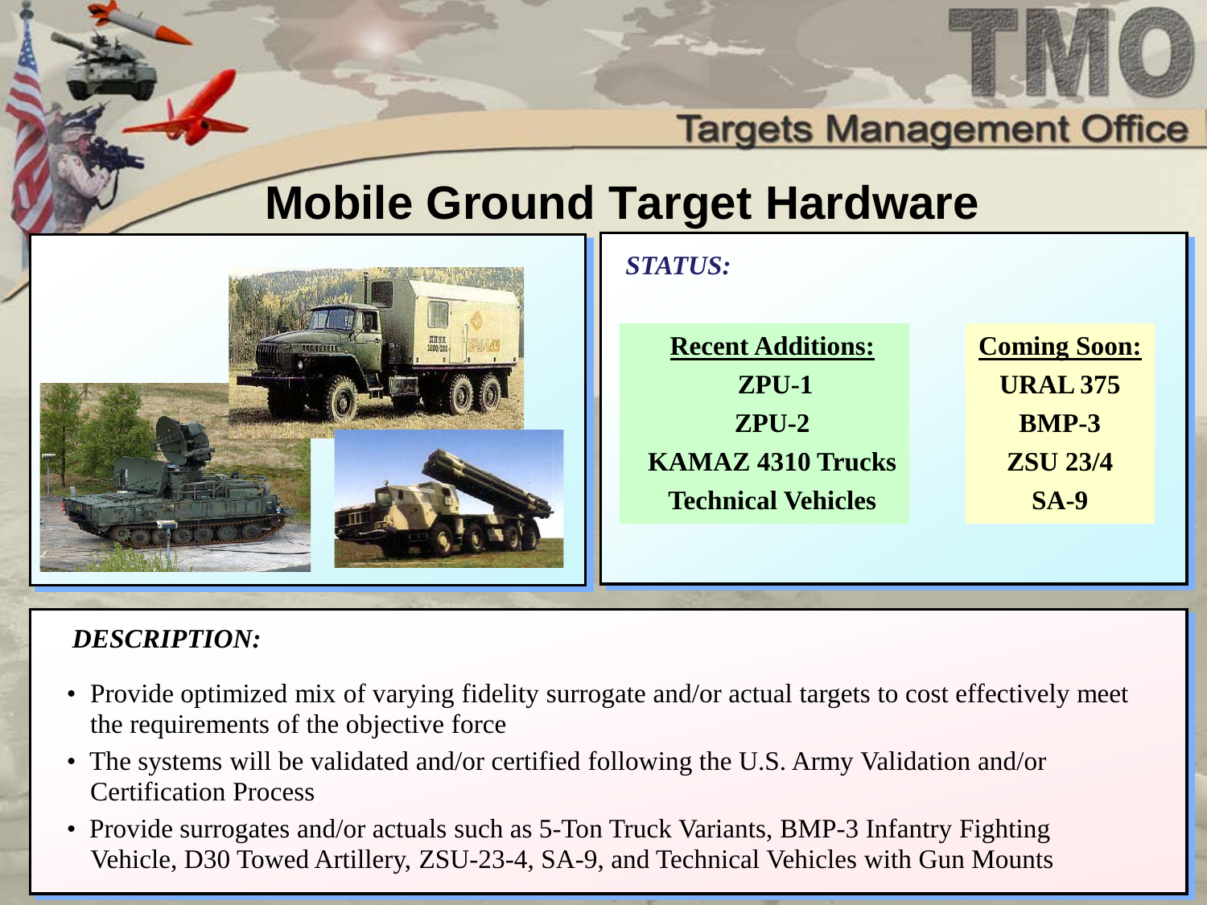# Mobile Ground Target Hardware

*STATUS:*

| Recent Additions: | Coming Soon: |
| --- | --- |
| ZPU-1 | URAL 375 |
| ZPU-2 | BMP-3 |
| KAMAZ 4310 Trucks | ZSU 23/4 |
| Technical Vehicles | SA-9 |

*DESCRIPTION:*

- Provide optimized mix of varying fidelity surrogate and/or actual targets to cost effectively meet the requirements of the objective force
- The systems will be validated and/or certified following the U.S. Army Validation and/or Certification Process
- Provide surrogates and/or actuals such as 5-Ton Truck Variants, BMP-3 Infantry Fighting Vehicle, D30 Towed Artillery, ZSU-23-4, SA-9, and Technical Vehicles with Gun Mounts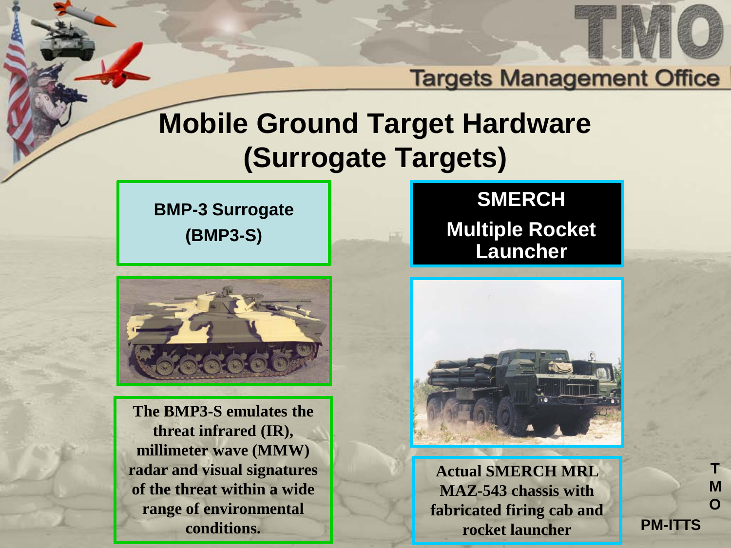# Mobile Ground Target Hardware (Surrogate Targets)

## BMP-3 Surrogate (BMP3-S)

The BMP3-S emulates the threat infrared (IR), millimeter wave (MMW) radar and visual signatures of the threat within a wide range of environmental conditions.

## SMERCH Multiple Rocket Launcher

Actual SMERCH MRL MAZ-543 chassis with fabricated firing cab and rocket launcher

PM-ITTS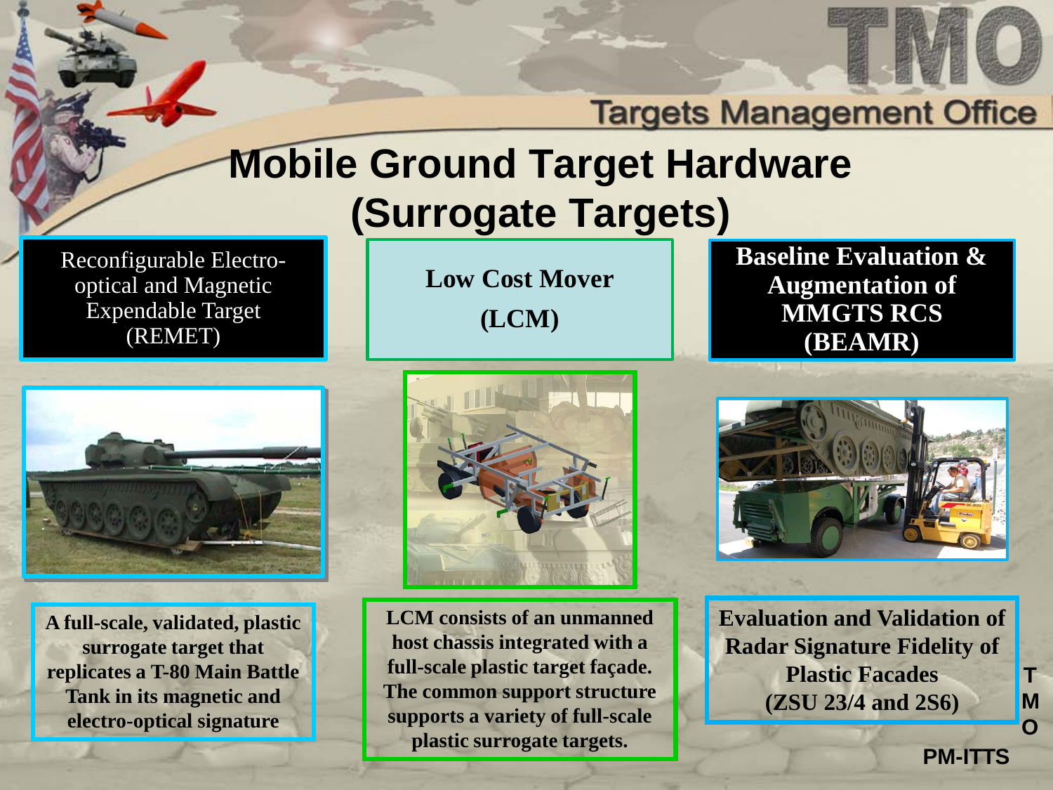# Mobile Ground Target Hardware (Surrogate Targets)

## Reconfigurable Electro-optical and Magnetic Expendable Target (REMET)

A full-scale, validated, plastic surrogate target that replicates a T-80 Main Battle Tank in its magnetic and electro-optical signature

## Low Cost Mover (LCM)

LCM consists of an unmanned host chassis integrated with a full-scale plastic target façade. The common support structure supports a variety of full-scale plastic surrogate targets.

## Baseline Evaluation & Augmentation of MMGTS RCS (BEAMR)

Evaluation and Validation of Radar Signature Fidelity of Plastic Facades (ZSU 23/4 and 2S6)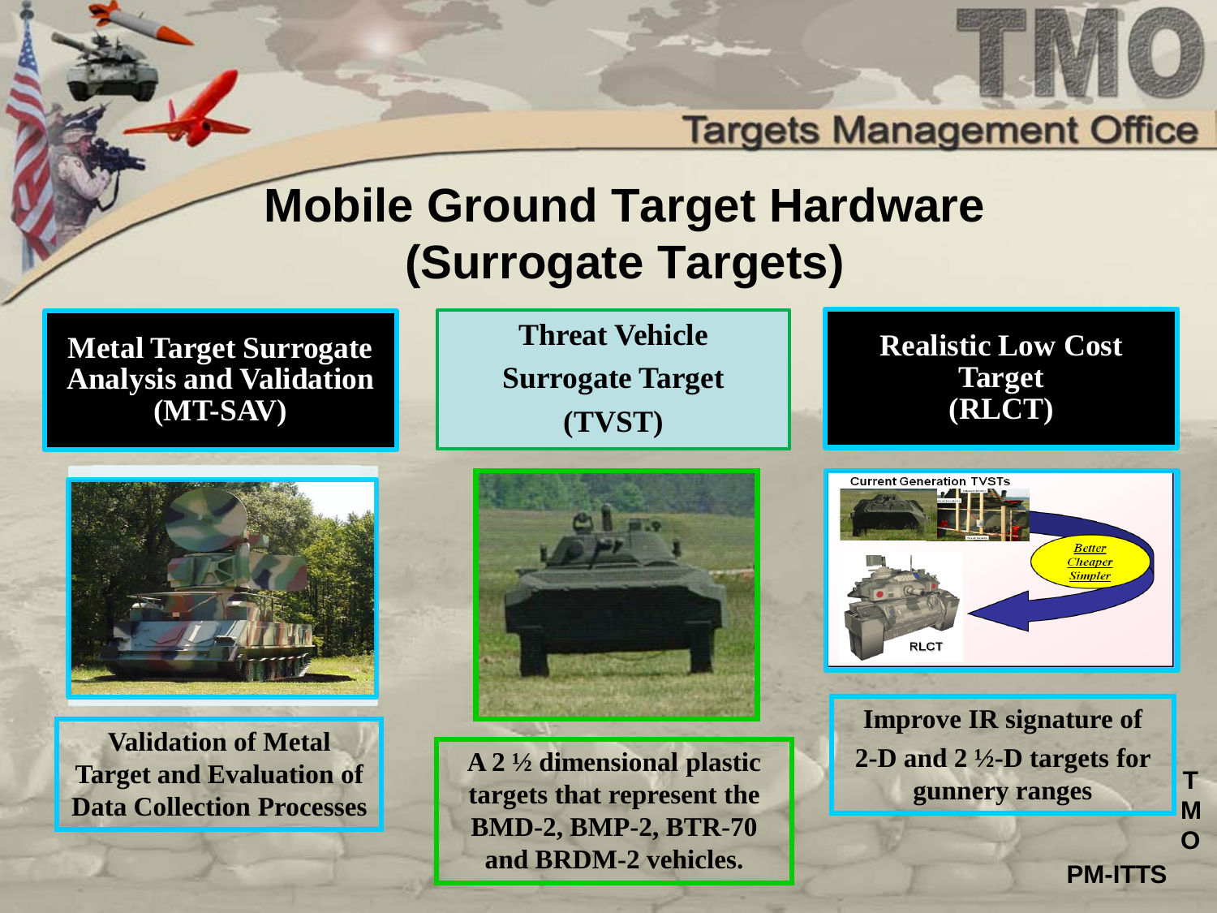# Mobile Ground Target Hardware (Surrogate Targets)

## Metal Target Surrogate Analysis and Validation (MT-SAV)

Validation of Metal Target and Evaluation of Data Collection Processes

## Threat Vehicle Surrogate Target (TVST)

A 2 ½ dimensional plastic targets that represent the BMD-2, BMP-2, BTR-70 and BRDM-2 vehicles.

## Realistic Low Cost Target (RLCT)

Current Generation TVSTs

*Better*
*Cheaper*
*Simpler*

RLCT

Improve IR signature of 2-D and 2 ½-D targets for gunnery ranges

PM-ITTS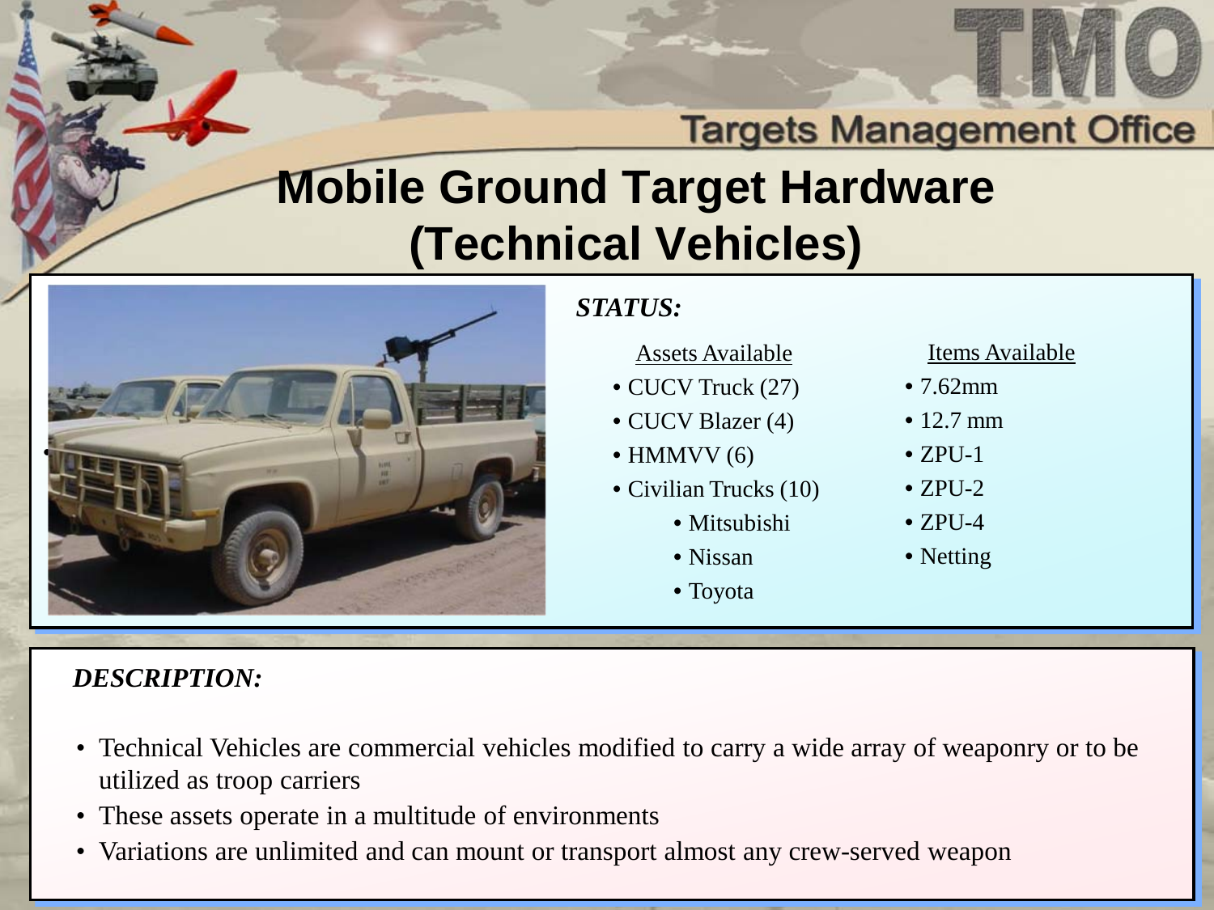Targets Management Office

# Mobile Ground Target Hardware (Technical Vehicles)

***STATUS:***

| Assets Available | Items Available |
|---|---|
| • CUCV Truck (27) | • 7.62mm |
| • CUCV Blazer (4) | • 12.7 mm |
| • HMMVV (6) | • ZPU-1 |
| • Civilian Trucks (10) | • ZPU-2 |
| • Mitsubishi | • ZPU-4 |
| • Nissan | • Netting |
| • Toyota | |

***DESCRIPTION:***

- Technical Vehicles are commercial vehicles modified to carry a wide array of weaponry or to be utilized as troop carriers
- These assets operate in a multitude of environments
- Variations are unlimited and can mount or transport almost any crew-served weapon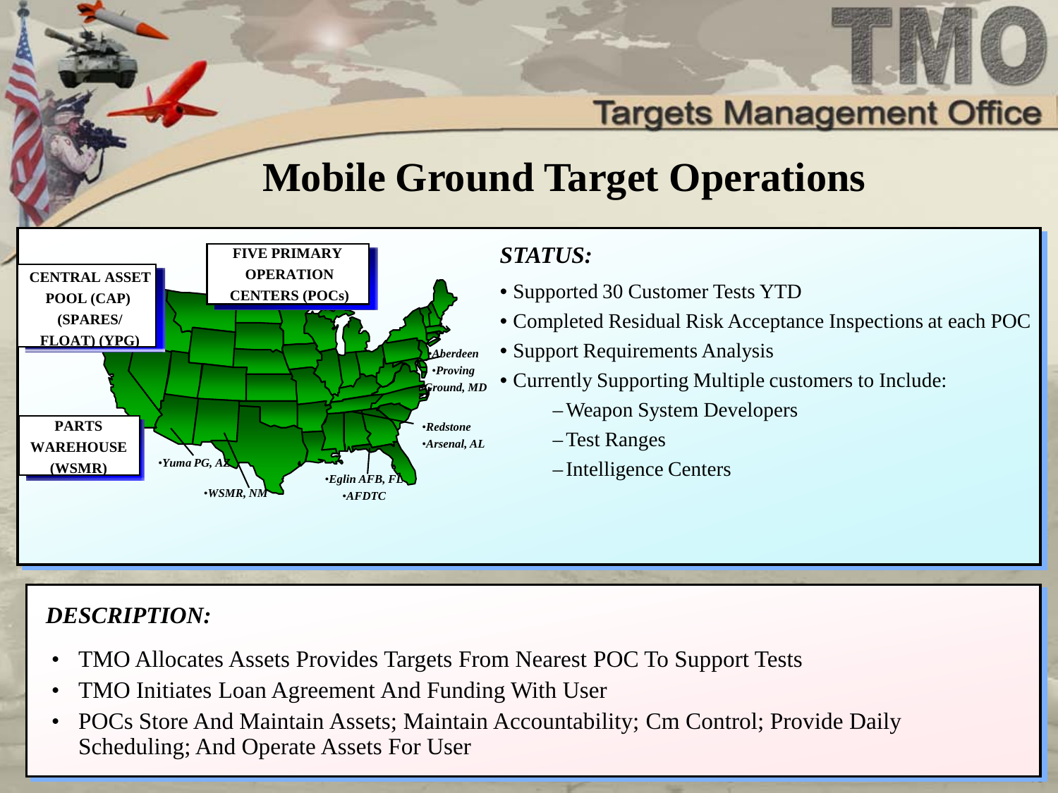# Mobile Ground Target Operations

FIVE PRIMARY OPERATION CENTERS (POCs)

CENTRAL ASSET POOL (CAP) (SPARES/ FLOAT) (YPG)

PARTS WAREHOUSE (WSMR)

- •Aberdeen •Proving Ground, MD
- •Redstone •Arsenal, AL
- •Yuma PG, AZ
- •WSMR, NM
- •Eglin AFB, FL •AFDTC

## *STATUS:*

- Supported 30 Customer Tests YTD
- Completed Residual Risk Acceptance Inspections at each POC
- Support Requirements Analysis
- Currently Supporting Multiple customers to Include:
  - Weapon System Developers
  - Test Ranges
  - Intelligence Centers

## *DESCRIPTION:*

- TMO Allocates Assets Provides Targets From Nearest POC To Support Tests
- TMO Initiates Loan Agreement And Funding With User
- POCs Store And Maintain Assets; Maintain Accountability; Cm Control; Provide Daily Scheduling; And Operate Assets For User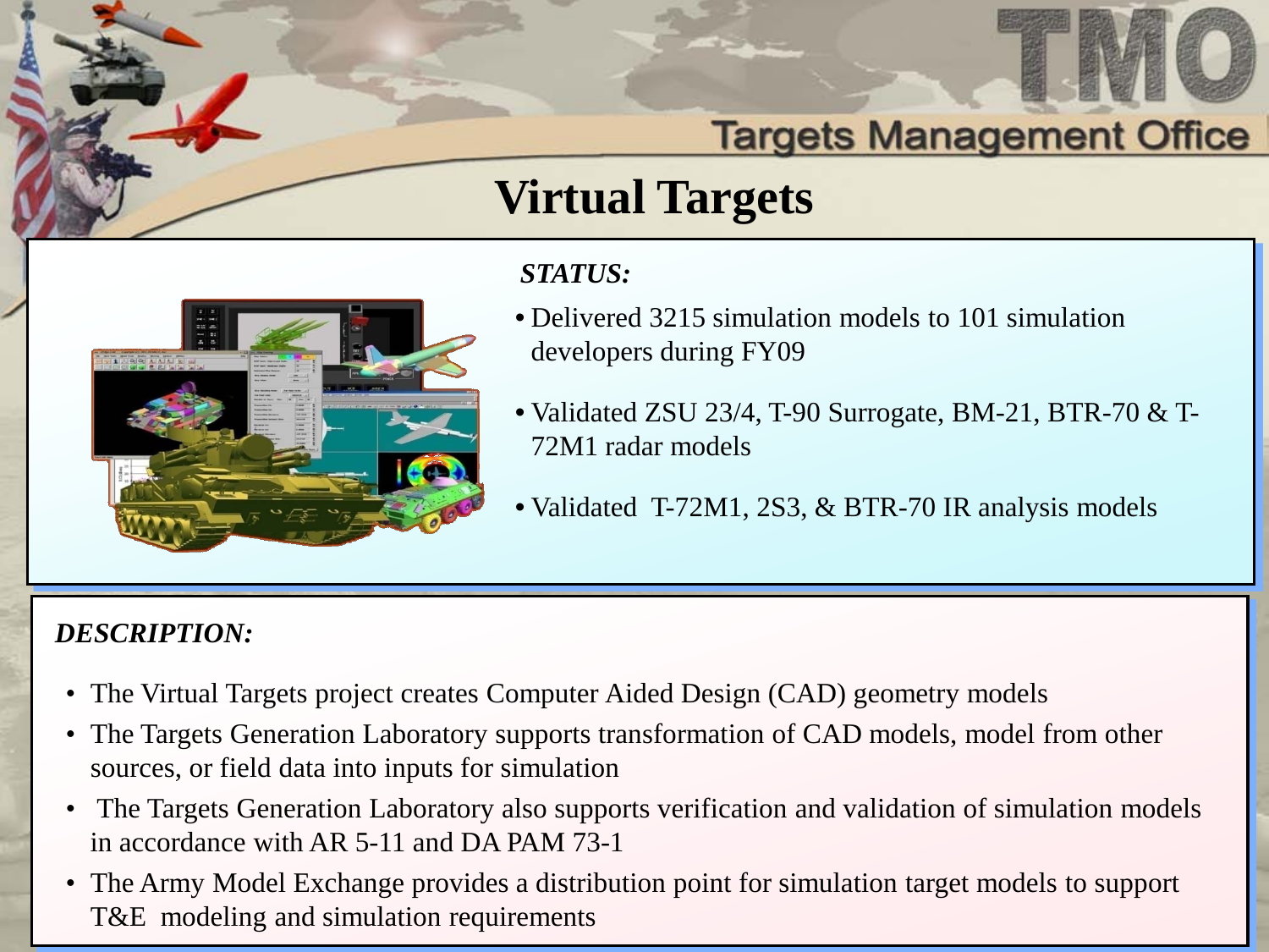# Targets Management Office

## Virtual Targets

***STATUS:***

- Delivered 3215 simulation models to 101 simulation developers during FY09
- Validated ZSU 23/4, T-90 Surrogate, BM-21, BTR-70 & T-72M1 radar models
- Validated T-72M1, 2S3, & BTR-70 IR analysis models

***DESCRIPTION:***

- The Virtual Targets project creates Computer Aided Design (CAD) geometry models
- The Targets Generation Laboratory supports transformation of CAD models, model from other sources, or field data into inputs for simulation
- The Targets Generation Laboratory also supports verification and validation of simulation models in accordance with AR 5-11 and DA PAM 73-1
- The Army Model Exchange provides a distribution point for simulation target models to support T&E modeling and simulation requirements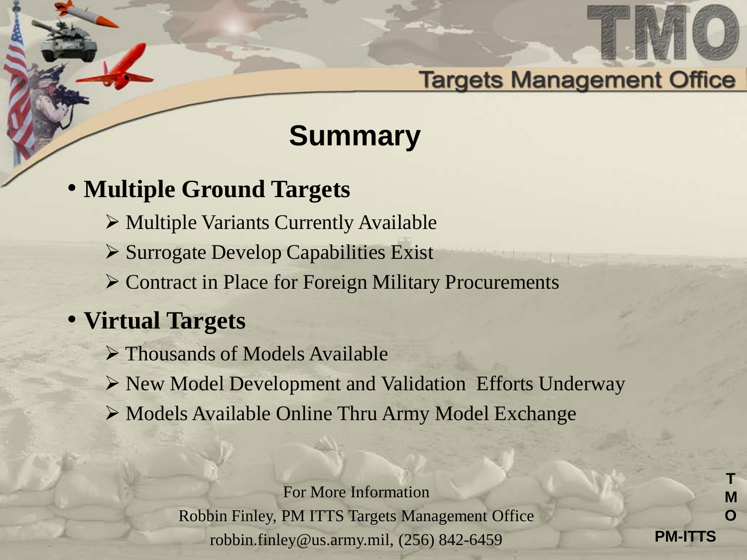## Summary

- **Multiple Ground Targets**
  - Multiple Variants Currently Available
  - Surrogate Develop Capabilities Exist
  - Contract in Place for Foreign Military Procurements
- **Virtual Targets**
  - Thousands of Models Available
  - New Model Development and Validation Efforts Underway
  - Models Available Online Thru Army Model Exchange

For More Information
Robbin Finley, PM ITTS Targets Management Office
robbin.finley@us.army.mil, (256) 842-6459